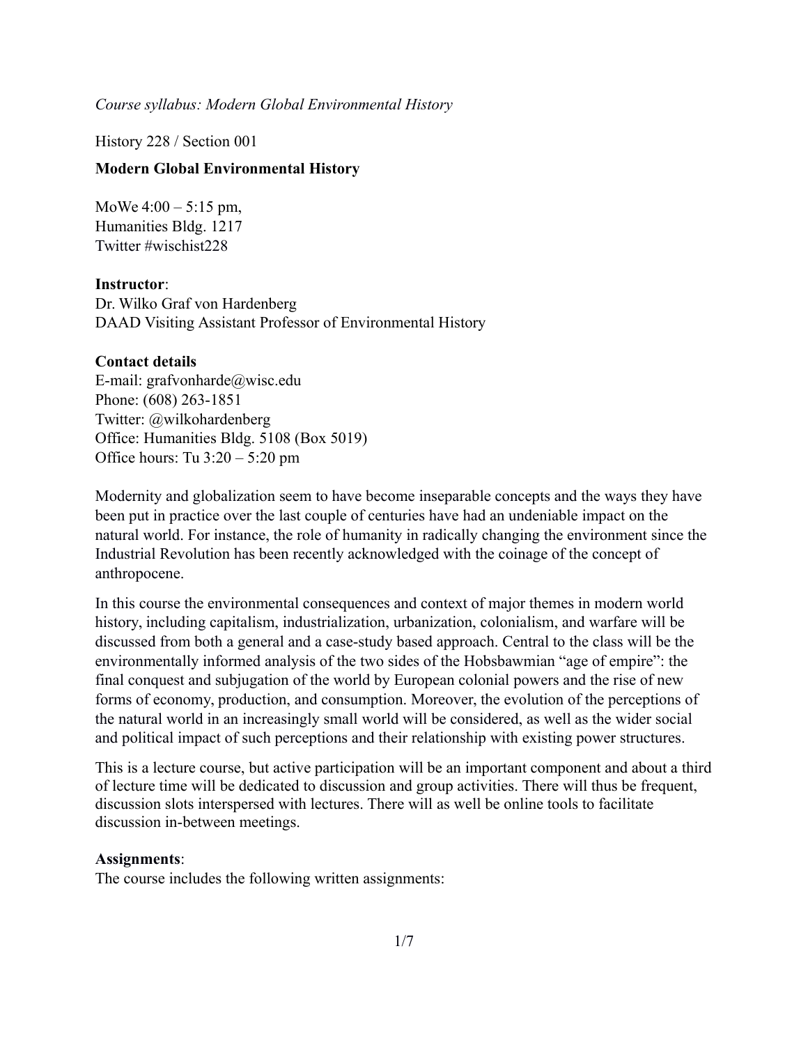*Course syllabus: Modern Global Environmental History*

History 228 / Section 001

**Modern Global Environmental History**

MoWe 4:00 – 5:15 pm,
Humanities Bldg. 1217
Twitter #wischist228

**Instructor**:
Dr. Wilko Graf von Hardenberg
DAAD Visiting Assistant Professor of Environmental History

**Contact details**
E-mail: grafvonharde@wisc.edu
Phone: (608) 263-1851
Twitter: @wilkohardenberg
Office: Humanities Bldg. 5108 (Box 5019)
Office hours: Tu 3:20 – 5:20 pm

Modernity and globalization seem to have become inseparable concepts and the ways they have been put in practice over the last couple of centuries have had an undeniable impact on the natural world. For instance, the role of humanity in radically changing the environment since the Industrial Revolution has been recently acknowledged with the coinage of the concept of anthropocene.

In this course the environmental consequences and context of major themes in modern world history, including capitalism, industrialization, urbanization, colonialism, and warfare will be discussed from both a general and a case-study based approach. Central to the class will be the environmentally informed analysis of the two sides of the Hobsbawmian "age of empire": the final conquest and subjugation of the world by European colonial powers and the rise of new forms of economy, production, and consumption. Moreover, the evolution of the perceptions of the natural world in an increasingly small world will be considered, as well as the wider social and political impact of such perceptions and their relationship with existing power structures.

This is a lecture course, but active participation will be an important component and about a third of lecture time will be dedicated to discussion and group activities. There will thus be frequent, discussion slots interspersed with lectures. There will as well be online tools to facilitate discussion in-between meetings.

**Assignments**:
The course includes the following written assignments: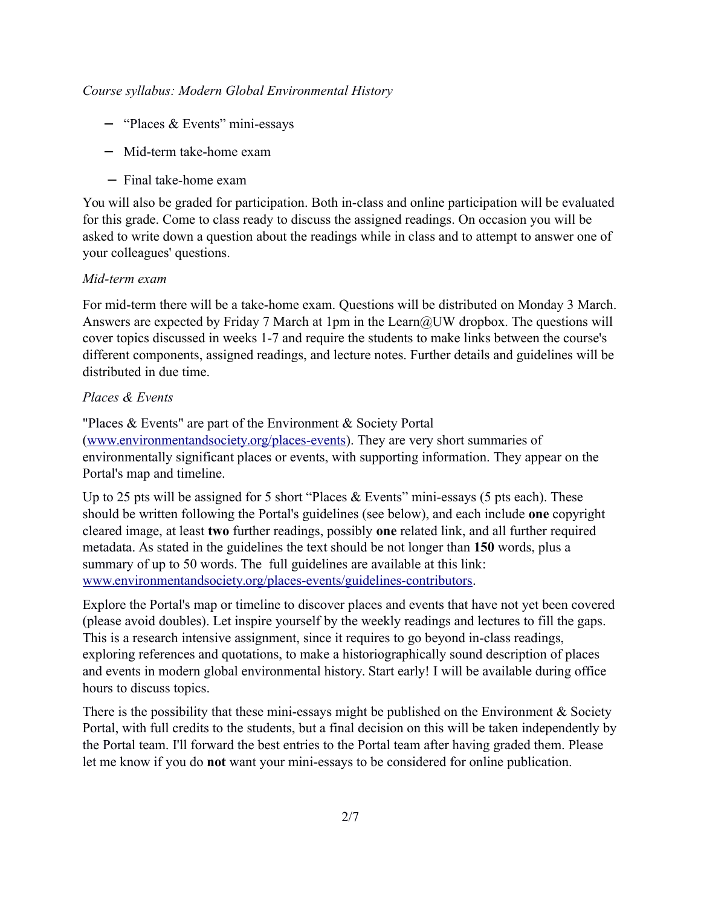*Course syllabus: Modern Global Environmental History*

- "Places & Events" mini-essays
- Mid-term take-home exam
- Final take-home exam

You will also be graded for participation. Both in-class and online participation will be evaluated for this grade. Come to class ready to discuss the assigned readings. On occasion you will be asked to write down a question about the readings while in class and to attempt to answer one of your colleagues' questions.

*Mid-term exam*

For mid-term there will be a take-home exam. Questions will be distributed on Monday 3 March. Answers are expected by Friday 7 March at 1pm in the Learn@UW dropbox. The questions will cover topics discussed in weeks 1-7 and require the students to make links between the course's different components, assigned readings, and lecture notes. Further details and guidelines will be distributed in due time.

*Places & Events*

"Places & Events" are part of the Environment & Society Portal ([www.environmentandsociety.org/places-events](www.environmentandsociety.org/places-events)). They are very short summaries of environmentally significant places or events, with supporting information. They appear on the Portal's map and timeline.

Up to 25 pts will be assigned for 5 short "Places & Events" mini-essays (5 pts each). These should be written following the Portal's guidelines (see below), and each include **one** copyright cleared image, at least **two** further readings, possibly **one** related link, and all further required metadata. As stated in the guidelines the text should be not longer than **150** words, plus a summary of up to 50 words. The full guidelines are available at this link: [www.environmentandsociety.org/places-events/guidelines-contributors](www.environmentandsociety.org/places-events/guidelines-contributors).

Explore the Portal's map or timeline to discover places and events that have not yet been covered (please avoid doubles). Let inspire yourself by the weekly readings and lectures to fill the gaps. This is a research intensive assignment, since it requires to go beyond in-class readings, exploring references and quotations, to make a historiographically sound description of places and events in modern global environmental history. Start early! I will be available during office hours to discuss topics.

There is the possibility that these mini-essays might be published on the Environment & Society Portal, with full credits to the students, but a final decision on this will be taken independently by the Portal team. I'll forward the best entries to the Portal team after having graded them. Please let me know if you do **not** want your mini-essays to be considered for online publication.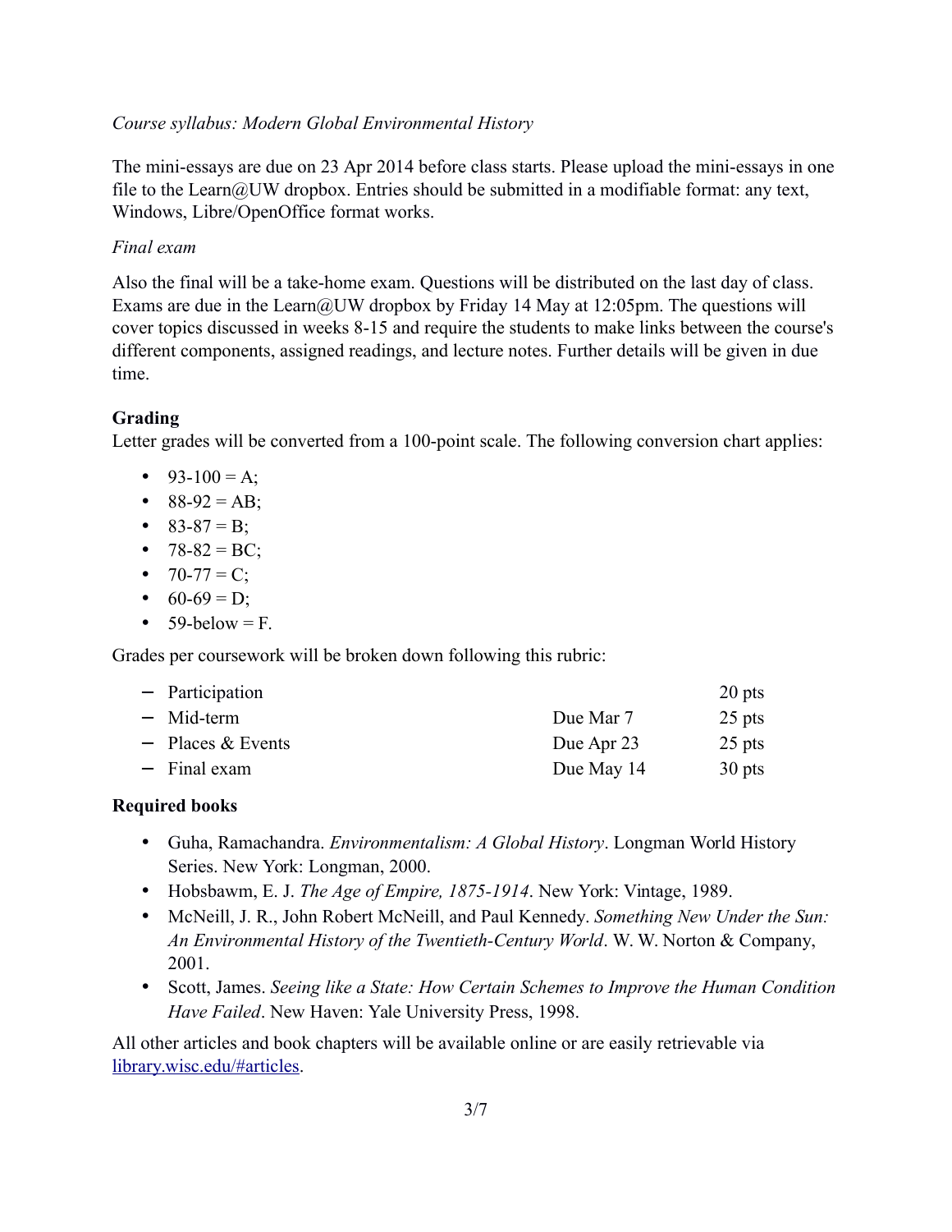*Course syllabus: Modern Global Environmental History*

The mini-essays are due on 23 Apr 2014 before class starts. Please upload the mini-essays in one file to the Learn@UW dropbox. Entries should be submitted in a modifiable format: any text, Windows, Libre/OpenOffice format works.

*Final exam*

Also the final will be a take-home exam. Questions will be distributed on the last day of class. Exams are due in the Learn@UW dropbox by Friday 14 May at 12:05pm. The questions will cover topics discussed in weeks 8-15 and require the students to make links between the course's different components, assigned readings, and lecture notes. Further details will be given in due time.

**Grading**

Letter grades will be converted from a 100-point scale. The following conversion chart applies:

- 93-100 = A;
- 88-92 = AB;
- 83-87 = B;
- 78-82 = BC;
- 70-77 = C;
- 60-69 = D;
- 59-below = F.

Grades per coursework will be broken down following this rubric:

| Coursework | Due | Points |
|---|---|---|
| Participation | | 20 pts |
| Mid-term | Due Mar 7 | 25 pts |
| Places & Events | Due Apr 23 | 25 pts |
| Final exam | Due May 14 | 30 pts |

**Required books**

- Guha, Ramachandra. *Environmentalism: A Global History*. Longman World History Series. New York: Longman, 2000.
- Hobsbawm, E. J. *The Age of Empire, 1875-1914*. New York: Vintage, 1989.
- McNeill, J. R., John Robert McNeill, and Paul Kennedy. *Something New Under the Sun: An Environmental History of the Twentieth-Century World*. W. W. Norton & Company, 2001.
- Scott, James. *Seeing like a State: How Certain Schemes to Improve the Human Condition Have Failed*. New Haven: Yale University Press, 1998.

All other articles and book chapters will be available online or are easily retrievable via [library.wisc.edu/#articles](library.wisc.edu/#articles).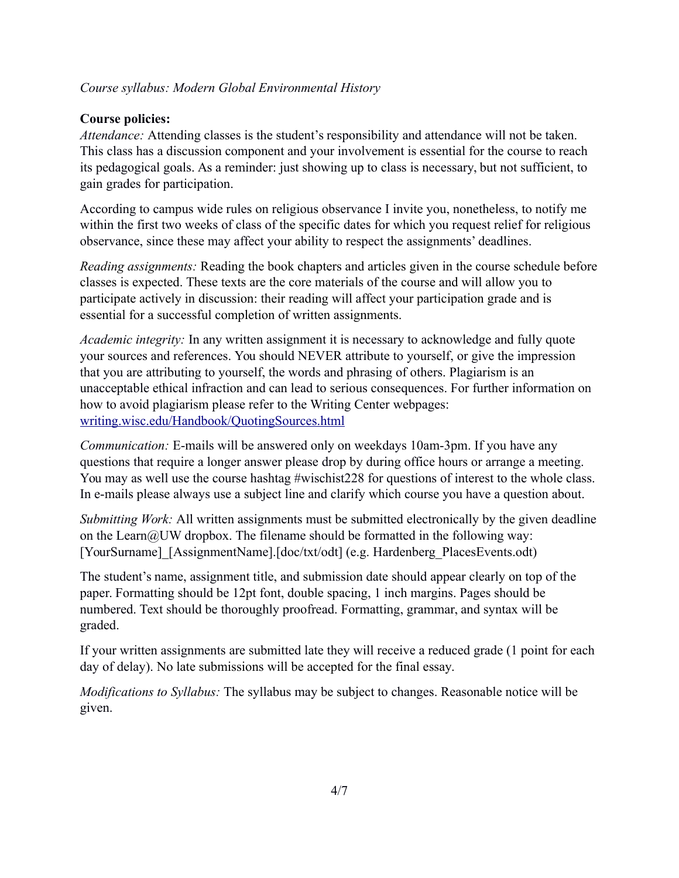*Course syllabus: Modern Global Environmental History*

**Course policies:**

*Attendance:* Attending classes is the student's responsibility and attendance will not be taken. This class has a discussion component and your involvement is essential for the course to reach its pedagogical goals. As a reminder: just showing up to class is necessary, but not sufficient, to gain grades for participation.

According to campus wide rules on religious observance I invite you, nonetheless, to notify me within the first two weeks of class of the specific dates for which you request relief for religious observance, since these may affect your ability to respect the assignments' deadlines.

*Reading assignments:* Reading the book chapters and articles given in the course schedule before classes is expected. These texts are the core materials of the course and will allow you to participate actively in discussion: their reading will affect your participation grade and is essential for a successful completion of written assignments.

*Academic integrity:* In any written assignment it is necessary to acknowledge and fully quote your sources and references. You should NEVER attribute to yourself, or give the impression that you are attributing to yourself, the words and phrasing of others. Plagiarism is an unacceptable ethical infraction and can lead to serious consequences. For further information on how to avoid plagiarism please refer to the Writing Center webpages: [writing.wisc.edu/Handbook/QuotingSources.html](writing.wisc.edu/Handbook/QuotingSources.html)

*Communication:* E-mails will be answered only on weekdays 10am-3pm. If you have any questions that require a longer answer please drop by during office hours or arrange a meeting. You may as well use the course hashtag #wischist228 for questions of interest to the whole class. In e-mails please always use a subject line and clarify which course you have a question about.

*Submitting Work:* All written assignments must be submitted electronically by the given deadline on the Learn@UW dropbox. The filename should be formatted in the following way: [YourSurname]_[AssignmentName].[doc/txt/odt] (e.g. Hardenberg_PlacesEvents.odt)

The student's name, assignment title, and submission date should appear clearly on top of the paper. Formatting should be 12pt font, double spacing, 1 inch margins. Pages should be numbered. Text should be thoroughly proofread. Formatting, grammar, and syntax will be graded.

If your written assignments are submitted late they will receive a reduced grade (1 point for each day of delay). No late submissions will be accepted for the final essay.

*Modifications to Syllabus:* The syllabus may be subject to changes. Reasonable notice will be given.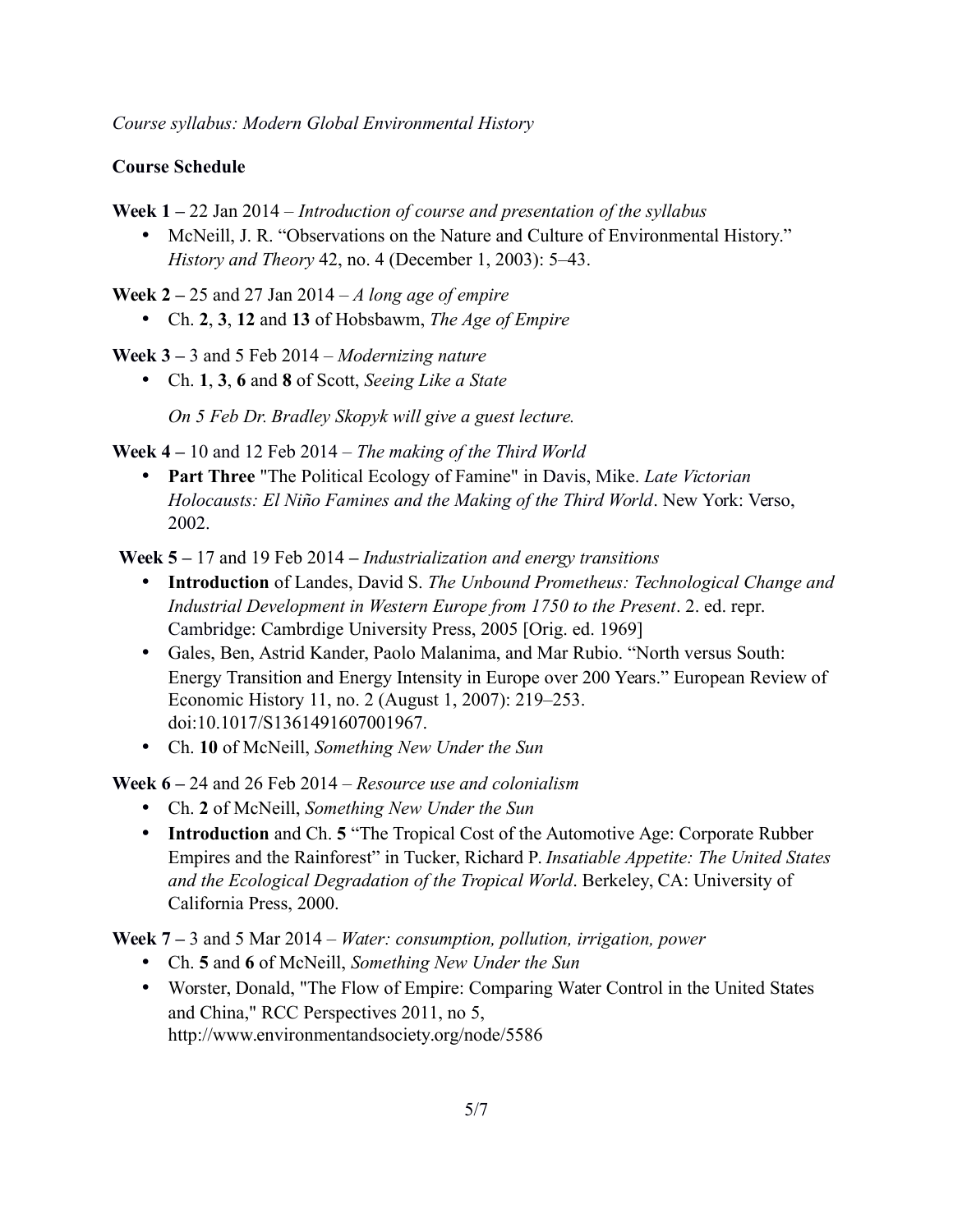*Course syllabus: Modern Global Environmental History*

**Course Schedule**

**Week 1 –** 22 Jan 2014 – *Introduction of course and presentation of the syllabus*

- McNeill, J. R. "Observations on the Nature and Culture of Environmental History." *History and Theory* 42, no. 4 (December 1, 2003): 5–43.

**Week 2 –** 25 and 27 Jan 2014 – *A long age of empire*

- Ch. **2**, **3**, **12** and **13** of Hobsbawm, *The Age of Empire*

**Week 3 –** 3 and 5 Feb 2014 – *Modernizing nature*

- Ch. **1**, **3**, **6** and **8** of Scott, *Seeing Like a State*

  *On 5 Feb Dr. Bradley Skopyk will give a guest lecture.*

**Week 4 –** 10 and 12 Feb 2014 – *The making of the Third World*

- **Part Three** "The Political Ecology of Famine" in Davis, Mike. *Late Victorian Holocausts: El Niño Famines and the Making of the Third World*. New York: Verso, 2002.

**Week 5 –** 17 and 19 Feb 2014 **–** *Industrialization and energy transitions*

- **Introduction** of Landes, David S. *The Unbound Prometheus: Technological Change and Industrial Development in Western Europe from 1750 to the Present*. 2. ed. repr. Cambridge: Cambrdige University Press, 2005 [Orig. ed. 1969]
- Gales, Ben, Astrid Kander, Paolo Malanima, and Mar Rubio. "North versus South: Energy Transition and Energy Intensity in Europe over 200 Years." European Review of Economic History 11, no. 2 (August 1, 2007): 219–253. doi:10.1017/S1361491607001967.
- Ch. **10** of McNeill, *Something New Under the Sun*

**Week 6 –** 24 and 26 Feb 2014 – *Resource use and colonialism*

- Ch. **2** of McNeill, *Something New Under the Sun*
- **Introduction** and Ch. **5** "The Tropical Cost of the Automotive Age: Corporate Rubber Empires and the Rainforest" in Tucker, Richard P. *Insatiable Appetite: The United States and the Ecological Degradation of the Tropical World*. Berkeley, CA: University of California Press, 2000.

**Week 7 –** 3 and 5 Mar 2014 – *Water: consumption, pollution, irrigation, power*

- Ch. **5** and **6** of McNeill, *Something New Under the Sun*
- Worster, Donald, "The Flow of Empire: Comparing Water Control in the United States and China," RCC Perspectives 2011, no 5, http://www.environmentandsociety.org/node/5586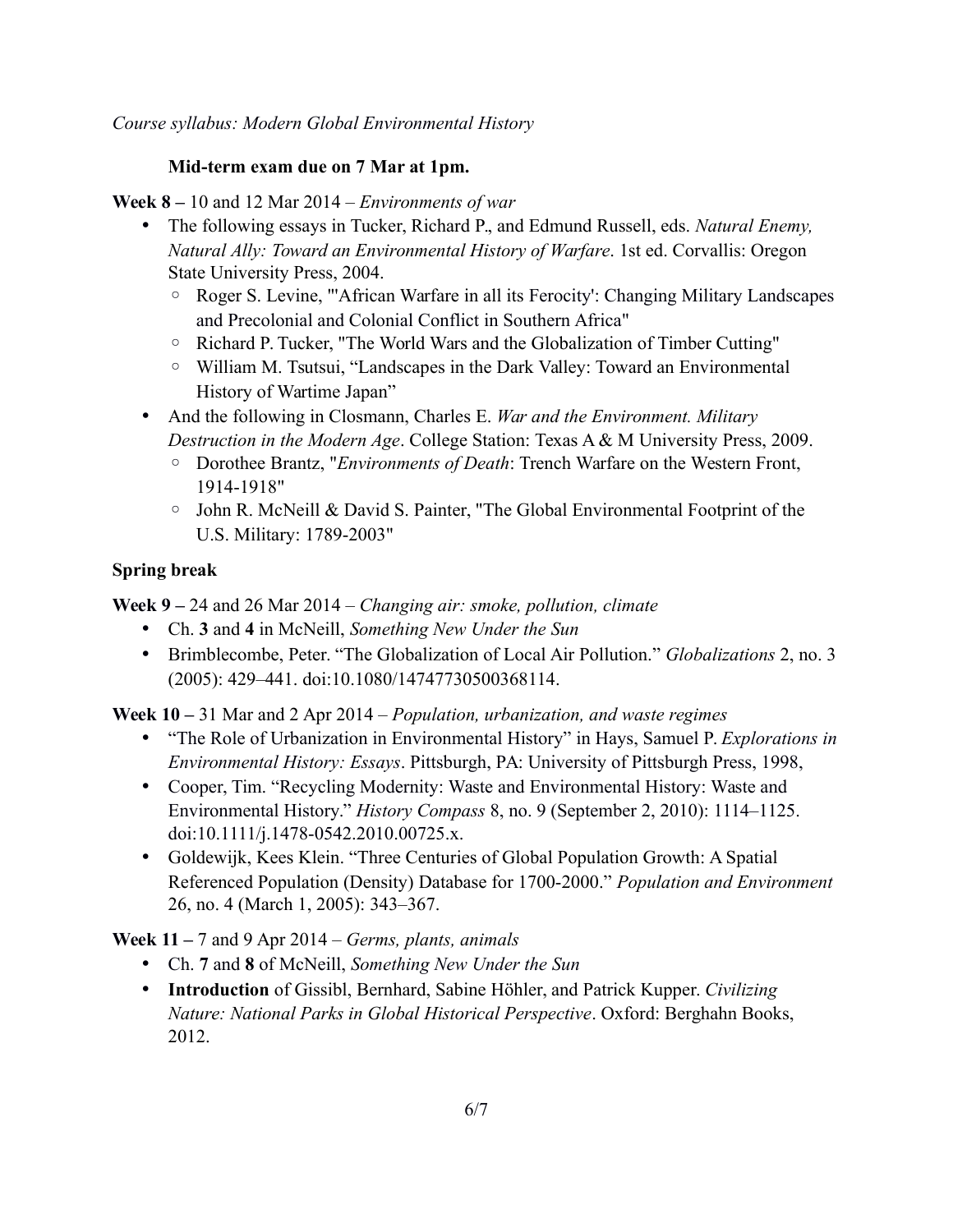*Course syllabus: Modern Global Environmental History*

**Mid-term exam due on 7 Mar at 1pm.**

**Week 8 –** 10 and 12 Mar 2014 – *Environments of war*

- The following essays in Tucker, Richard P., and Edmund Russell, eds. *Natural Enemy, Natural Ally: Toward an Environmental History of Warfare*. 1st ed. Corvallis: Oregon State University Press, 2004.
  - Roger S. Levine, "'African Warfare in all its Ferocity': Changing Military Landscapes and Precolonial and Colonial Conflict in Southern Africa"
  - Richard P. Tucker, "The World Wars and the Globalization of Timber Cutting"
  - William M. Tsutsui, "Landscapes in the Dark Valley: Toward an Environmental History of Wartime Japan"
- And the following in Closmann, Charles E. *War and the Environment. Military Destruction in the Modern Age*. College Station: Texas A & M University Press, 2009.
  - Dorothee Brantz, "*Environments of Death*: Trench Warfare on the Western Front, 1914-1918"
  - John R. McNeill & David S. Painter, "The Global Environmental Footprint of the U.S. Military: 1789-2003"

**Spring break**

**Week 9 –** 24 and 26 Mar 2014 – *Changing air: smoke, pollution, climate*

- Ch. **3** and **4** in McNeill, *Something New Under the Sun*
- Brimblecombe, Peter. "The Globalization of Local Air Pollution." *Globalizations* 2, no. 3 (2005): 429–441. doi:10.1080/14747730500368114.

**Week 10 –** 31 Mar and 2 Apr 2014 – *Population, urbanization, and waste regimes*

- "The Role of Urbanization in Environmental History" in Hays, Samuel P. *Explorations in Environmental History: Essays*. Pittsburgh, PA: University of Pittsburgh Press, 1998,
- Cooper, Tim. "Recycling Modernity: Waste and Environmental History: Waste and Environmental History." *History Compass* 8, no. 9 (September 2, 2010): 1114–1125. doi:10.1111/j.1478-0542.2010.00725.x.
- Goldewijk, Kees Klein. "Three Centuries of Global Population Growth: A Spatial Referenced Population (Density) Database for 1700-2000." *Population and Environment* 26, no. 4 (March 1, 2005): 343–367.

**Week 11 –** 7 and 9 Apr 2014 – *Germs, plants, animals*

- Ch. **7** and **8** of McNeill, *Something New Under the Sun*
- **Introduction** of Gissibl, Bernhard, Sabine Höhler, and Patrick Kupper. *Civilizing Nature: National Parks in Global Historical Perspective*. Oxford: Berghahn Books, 2012.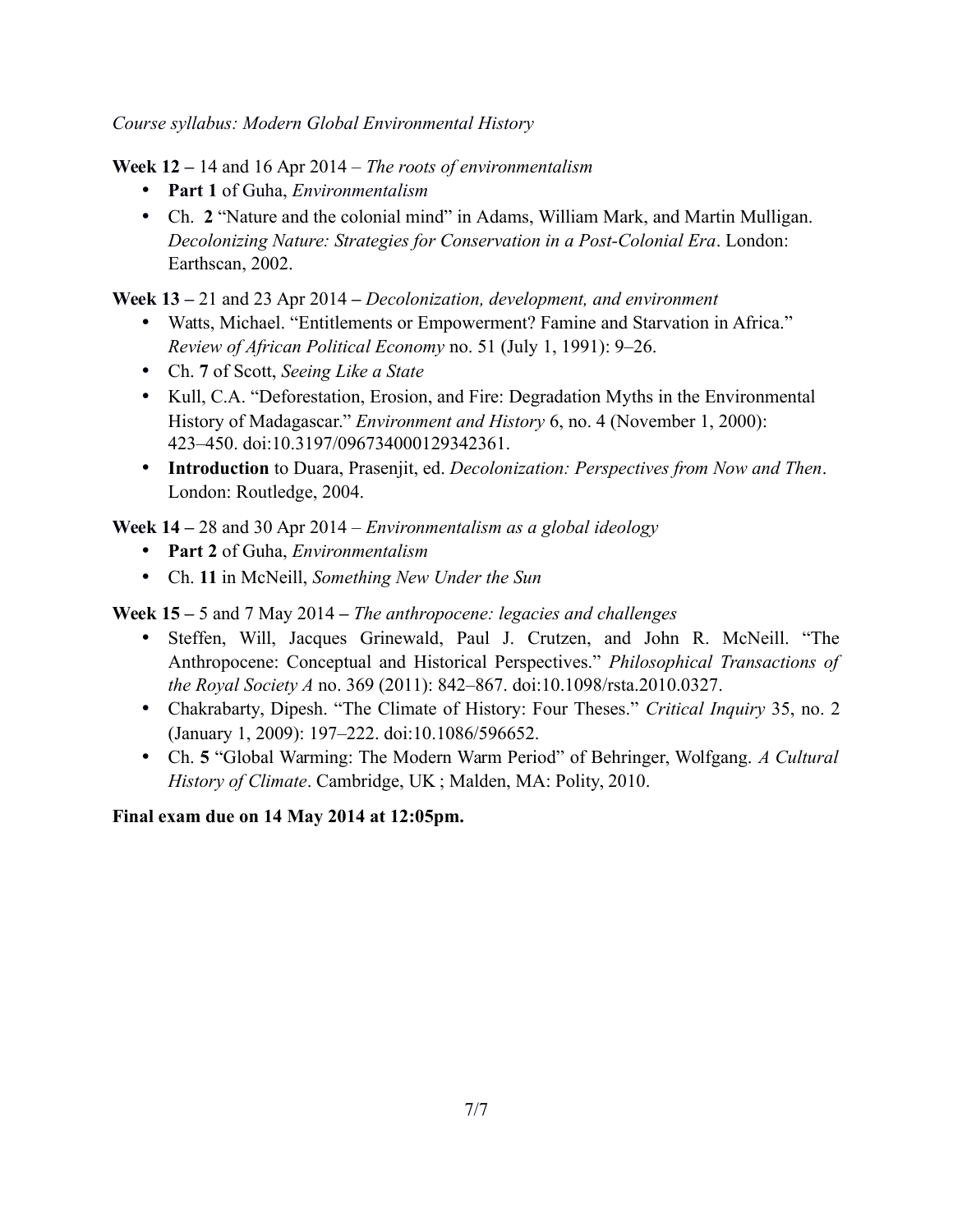**Week 12 –** 14 and 16 Apr 2014 – *The roots of environmentalism*

- **Part 1** of Guha, *Environmentalism*
- Ch. **2** "Nature and the colonial mind" in Adams, William Mark, and Martin Mulligan. *Decolonizing Nature: Strategies for Conservation in a Post-Colonial Era*. London: Earthscan, 2002.

**Week 13 –** 21 and 23 Apr 2014 **–** *Decolonization, development, and environment*

- Watts, Michael. "Entitlements or Empowerment? Famine and Starvation in Africa." *Review of African Political Economy* no. 51 (July 1, 1991): 9–26.
- Ch. **7** of Scott, *Seeing Like a State*
- Kull, C.A. "Deforestation, Erosion, and Fire: Degradation Myths in the Environmental History of Madagascar." *Environment and History* 6, no. 4 (November 1, 2000): 423–450. doi:10.3197/096734000129342361.
- **Introduction** to Duara, Prasenjit, ed. *Decolonization: Perspectives from Now and Then*. London: Routledge, 2004.

**Week 14 –** 28 and 30 Apr 2014 – *Environmentalism as a global ideology*

- **Part 2** of Guha, *Environmentalism*
- Ch. **11** in McNeill, *Something New Under the Sun*

**Week 15 –** 5 and 7 May 2014 **–** *The anthropocene: legacies and challenges*

- Steffen, Will, Jacques Grinewald, Paul J. Crutzen, and John R. McNeill. "The Anthropocene: Conceptual and Historical Perspectives." *Philosophical Transactions of the Royal Society A* no. 369 (2011): 842–867. doi:10.1098/rsta.2010.0327.
- Chakrabarty, Dipesh. "The Climate of History: Four Theses." *Critical Inquiry* 35, no. 2 (January 1, 2009): 197–222. doi:10.1086/596652.
- Ch. **5** "Global Warming: The Modern Warm Period" of Behringer, Wolfgang. *A Cultural History of Climate*. Cambridge, UK ; Malden, MA: Polity, 2010.

**Final exam due on 14 May 2014 at 12:05pm.**